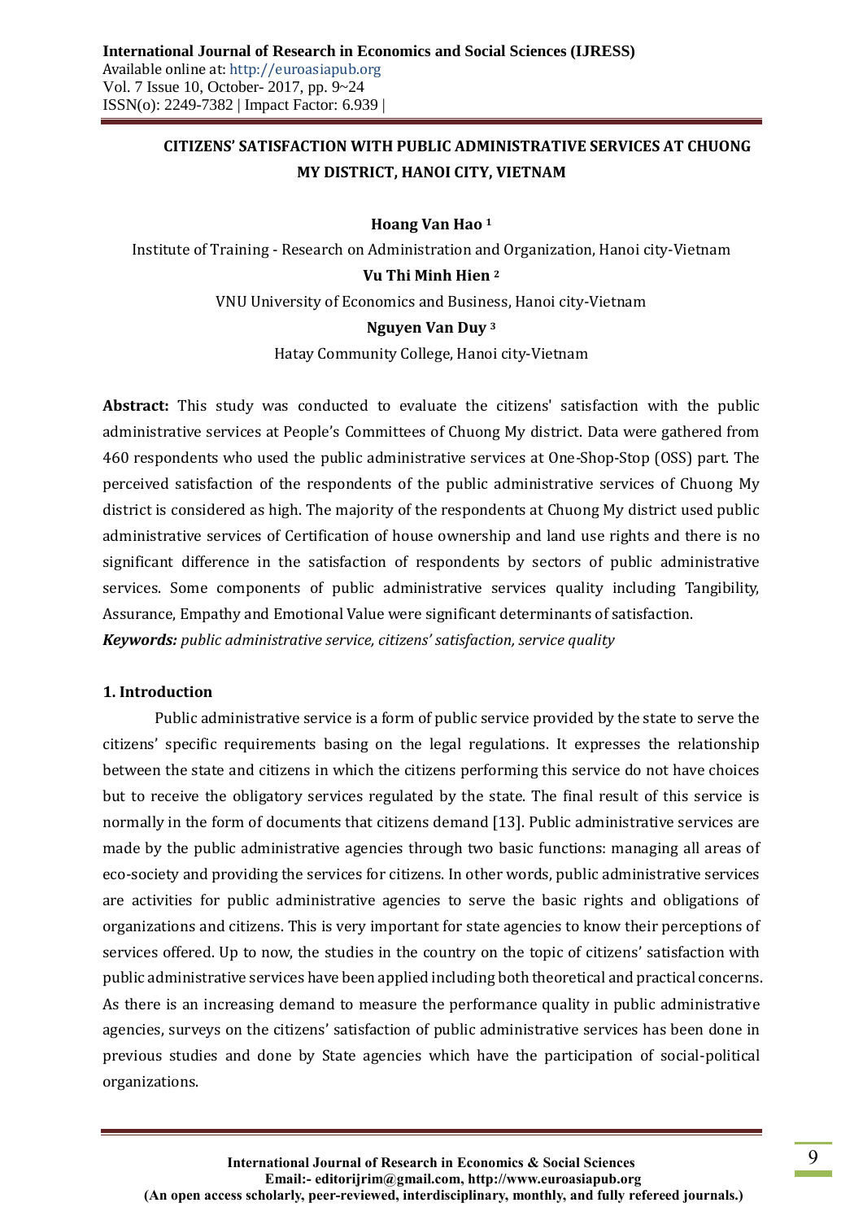# CITIZENS' SATISFACTION WITH PUBLIC ADMINISTRATIVE SERVICES AT CHUONG MY DISTRICT, HANOI CITY, VIETNAM

**Hoang Van Hao [1]**

Institute of Training - Research on Administration and Organization, Hanoi city-Vietnam

**Vu Thi Minh Hien [2]**

VNU University of Economics and Business, Hanoi city-Vietnam

**Nguyen Van Duy [3]**

Hatay Community College, Hanoi city-Vietnam

**Abstract:** This study was conducted to evaluate the citizens' satisfaction with the public administrative services at People's Committees of Chuong My district. Data were gathered from 460 respondents who used the public administrative services at One-Shop-Stop (OSS) part. The perceived satisfaction of the respondents of the public administrative services of Chuong My district is considered as high. The majority of the respondents at Chuong My district used public administrative services of Certification of house ownership and land use rights and there is no significant difference in the satisfaction of respondents by sectors of public administrative services. Some components of public administrative services quality including Tangibility, Assurance, Empathy and Emotional Value were significant determinants of satisfaction.

***Keywords:*** *public administrative service, citizens' satisfaction, service quality*

## 1. Introduction

Public administrative service is a form of public service provided by the state to serve the citizens' specific requirements basing on the legal regulations. It expresses the relationship between the state and citizens in which the citizens performing this service do not have choices but to receive the obligatory services regulated by the state. The final result of this service is normally in the form of documents that citizens demand [13]. Public administrative services are made by the public administrative agencies through two basic functions: managing all areas of eco-society and providing the services for citizens. In other words, public administrative services are activities for public administrative agencies to serve the basic rights and obligations of organizations and citizens. This is very important for state agencies to know their perceptions of services offered. Up to now, the studies in the country on the topic of citizens' satisfaction with public administrative services have been applied including both theoretical and practical concerns. As there is an increasing demand to measure the performance quality in public administrative agencies, surveys on the citizens' satisfaction of public administrative services has been done in previous studies and done by State agencies which have the participation of social-political organizations.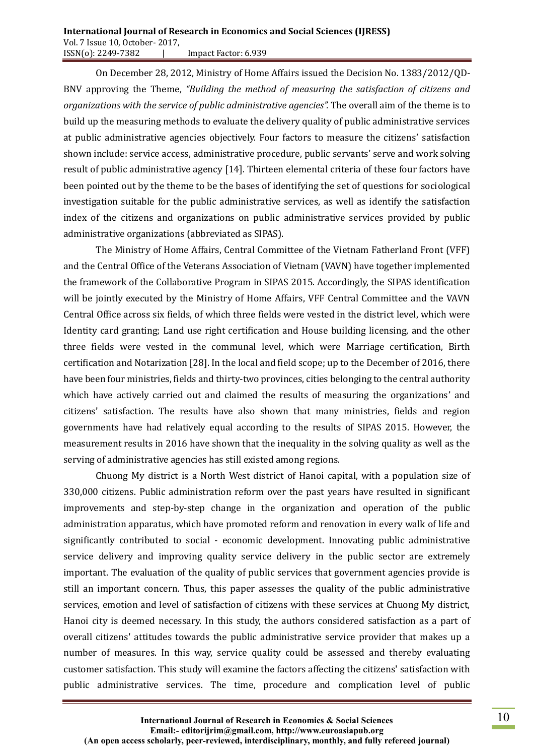On December 28, 2012, Ministry of Home Affairs issued the Decision No. 1383/2012/QD-BNV approving the Theme, *"Building the method of measuring the satisfaction of citizens and organizations with the service of public administrative agencies".* The overall aim of the theme is to build up the measuring methods to evaluate the delivery quality of public administrative services at public administrative agencies objectively. Four factors to measure the citizens' satisfaction shown include: service access, administrative procedure, public servants' serve and work solving result of public administrative agency [14]. Thirteen elemental criteria of these four factors have been pointed out by the theme to be the bases of identifying the set of questions for sociological investigation suitable for the public administrative services, as well as identify the satisfaction index of the citizens and organizations on public administrative services provided by public administrative organizations (abbreviated as SIPAS).

The Ministry of Home Affairs, Central Committee of the Vietnam Fatherland Front (VFF) and the Central Office of the Veterans Association of Vietnam (VAVN) have together implemented the framework of the Collaborative Program in SIPAS 2015. Accordingly, the SIPAS identification will be jointly executed by the Ministry of Home Affairs, VFF Central Committee and the VAVN Central Office across six fields, of which three fields were vested in the district level, which were Identity card granting; Land use right certification and House building licensing, and the other three fields were vested in the communal level, which were Marriage certification, Birth certification and Notarization [28]. In the local and field scope; up to the December of 2016, there have been four ministries, fields and thirty-two provinces, cities belonging to the central authority which have actively carried out and claimed the results of measuring the organizations' and citizens' satisfaction. The results have also shown that many ministries, fields and region governments have had relatively equal according to the results of SIPAS 2015. However, the measurement results in 2016 have shown that the inequality in the solving quality as well as the serving of administrative agencies has still existed among regions.

Chuong My district is a North West district of Hanoi capital, with a population size of 330,000 citizens. Public administration reform over the past years have resulted in significant improvements and step-by-step change in the organization and operation of the public administration apparatus, which have promoted reform and renovation in every walk of life and significantly contributed to social - economic development. Innovating public administrative service delivery and improving quality service delivery in the public sector are extremely important. The evaluation of the quality of public services that government agencies provide is still an important concern. Thus, this paper assesses the quality of the public administrative services, emotion and level of satisfaction of citizens with these services at Chuong My district, Hanoi city is deemed necessary. In this study, the authors considered satisfaction as a part of overall citizens' attitudes towards the public administrative service provider that makes up a number of measures. In this way, service quality could be assessed and thereby evaluating customer satisfaction. This study will examine the factors affecting the citizens' satisfaction with public administrative services. The time, procedure and complication level of public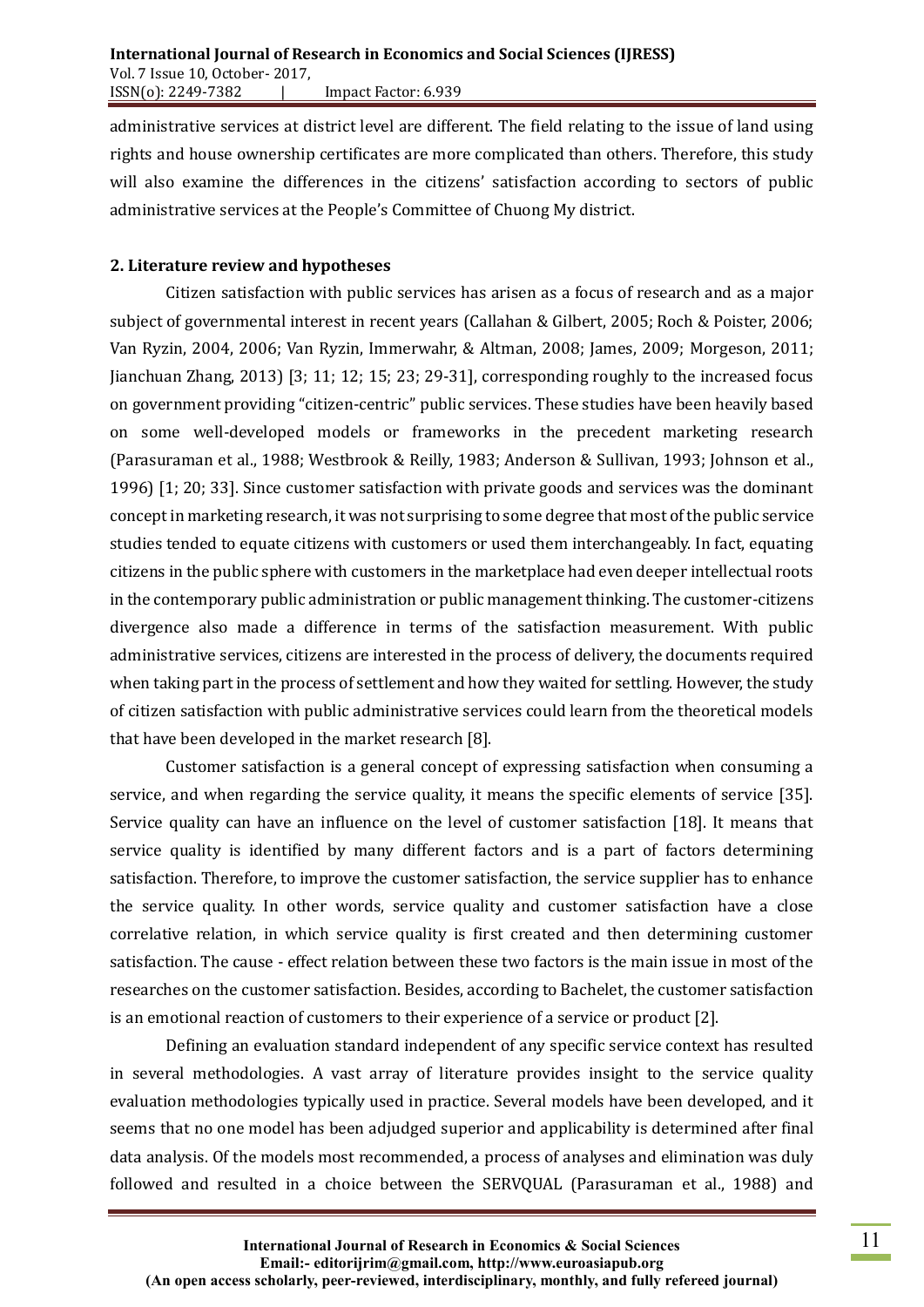administrative services at district level are different. The field relating to the issue of land using rights and house ownership certificates are more complicated than others. Therefore, this study will also examine the differences in the citizens' satisfaction according to sectors of public administrative services at the People's Committee of Chuong My district.

## 2. Literature review and hypotheses

Citizen satisfaction with public services has arisen as a focus of research and as a major subject of governmental interest in recent years (Callahan & Gilbert, 2005; Roch & Poister, 2006; Van Ryzin, 2004, 2006; Van Ryzin, Immerwahr, & Altman, 2008; James, 2009; Morgeson, 2011; Jianchuan Zhang, 2013) [3; 11; 12; 15; 23; 29-31], corresponding roughly to the increased focus on government providing "citizen-centric" public services. These studies have been heavily based on some well-developed models or frameworks in the precedent marketing research (Parasuraman et al., 1988; Westbrook & Reilly, 1983; Anderson & Sullivan, 1993; Johnson et al., 1996) [1; 20; 33]. Since customer satisfaction with private goods and services was the dominant concept in marketing research, it was not surprising to some degree that most of the public service studies tended to equate citizens with customers or used them interchangeably. In fact, equating citizens in the public sphere with customers in the marketplace had even deeper intellectual roots in the contemporary public administration or public management thinking. The customer-citizens divergence also made a difference in terms of the satisfaction measurement. With public administrative services, citizens are interested in the process of delivery, the documents required when taking part in the process of settlement and how they waited for settling. However, the study of citizen satisfaction with public administrative services could learn from the theoretical models that have been developed in the market research [8].

Customer satisfaction is a general concept of expressing satisfaction when consuming a service, and when regarding the service quality, it means the specific elements of service [35]. Service quality can have an influence on the level of customer satisfaction [18]. It means that service quality is identified by many different factors and is a part of factors determining satisfaction. Therefore, to improve the customer satisfaction, the service supplier has to enhance the service quality. In other words, service quality and customer satisfaction have a close correlative relation, in which service quality is first created and then determining customer satisfaction. The cause - effect relation between these two factors is the main issue in most of the researches on the customer satisfaction. Besides, according to Bachelet, the customer satisfaction is an emotional reaction of customers to their experience of a service or product [2].

Defining an evaluation standard independent of any specific service context has resulted in several methodologies. A vast array of literature provides insight to the service quality evaluation methodologies typically used in practice. Several models have been developed, and it seems that no one model has been adjudged superior and applicability is determined after final data analysis. Of the models most recommended, a process of analyses and elimination was duly followed and resulted in a choice between the SERVQUAL (Parasuraman et al., 1988) and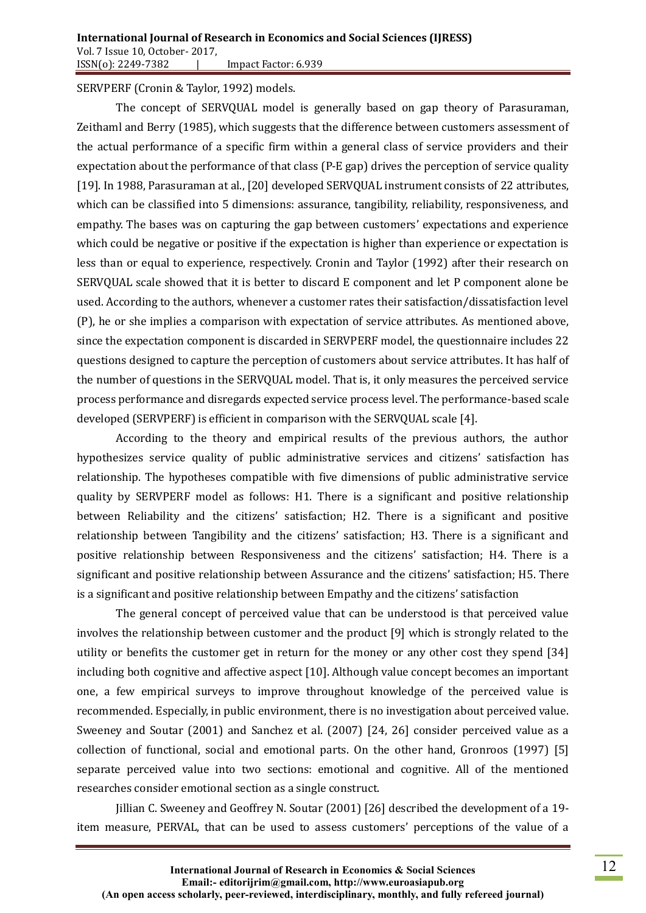SERVPERF (Cronin & Taylor, 1992) models.

The concept of SERVQUAL model is generally based on gap theory of Parasuraman, Zeithaml and Berry (1985), which suggests that the difference between customers assessment of the actual performance of a specific firm within a general class of service providers and their expectation about the performance of that class (P-E gap) drives the perception of service quality [19]. In 1988, Parasuraman at al., [20] developed SERVQUAL instrument consists of 22 attributes, which can be classified into 5 dimensions: assurance, tangibility, reliability, responsiveness, and empathy. The bases was on capturing the gap between customers' expectations and experience which could be negative or positive if the expectation is higher than experience or expectation is less than or equal to experience, respectively. Cronin and Taylor (1992) after their research on SERVQUAL scale showed that it is better to discard E component and let P component alone be used. According to the authors, whenever a customer rates their satisfaction/dissatisfaction level (P), he or she implies a comparison with expectation of service attributes. As mentioned above, since the expectation component is discarded in SERVPERF model, the questionnaire includes 22 questions designed to capture the perception of customers about service attributes. It has half of the number of questions in the SERVQUAL model. That is, it only measures the perceived service process performance and disregards expected service process level. The performance-based scale developed (SERVPERF) is efficient in comparison with the SERVQUAL scale [4].

According to the theory and empirical results of the previous authors, the author hypothesizes service quality of public administrative services and citizens' satisfaction has relationship. The hypotheses compatible with five dimensions of public administrative service quality by SERVPERF model as follows: H1. There is a significant and positive relationship between Reliability and the citizens' satisfaction; H2. There is a significant and positive relationship between Tangibility and the citizens' satisfaction; H3. There is a significant and positive relationship between Responsiveness and the citizens' satisfaction; H4. There is a significant and positive relationship between Assurance and the citizens' satisfaction; H5. There is a significant and positive relationship between Empathy and the citizens' satisfaction

The general concept of perceived value that can be understood is that perceived value involves the relationship between customer and the product [9] which is strongly related to the utility or benefits the customer get in return for the money or any other cost they spend [34] including both cognitive and affective aspect [10]. Although value concept becomes an important one, a few empirical surveys to improve throughout knowledge of the perceived value is recommended. Especially, in public environment, there is no investigation about perceived value. Sweeney and Soutar (2001) and Sanchez et al. (2007) [24, 26] consider perceived value as a collection of functional, social and emotional parts. On the other hand, Gronroos (1997) [5] separate perceived value into two sections: emotional and cognitive. All of the mentioned researches consider emotional section as a single construct.

Jillian C. Sweeney and Geoffrey N. Soutar (2001) [26] described the development of a 19-item measure, PERVAL, that can be used to assess customers' perceptions of the value of a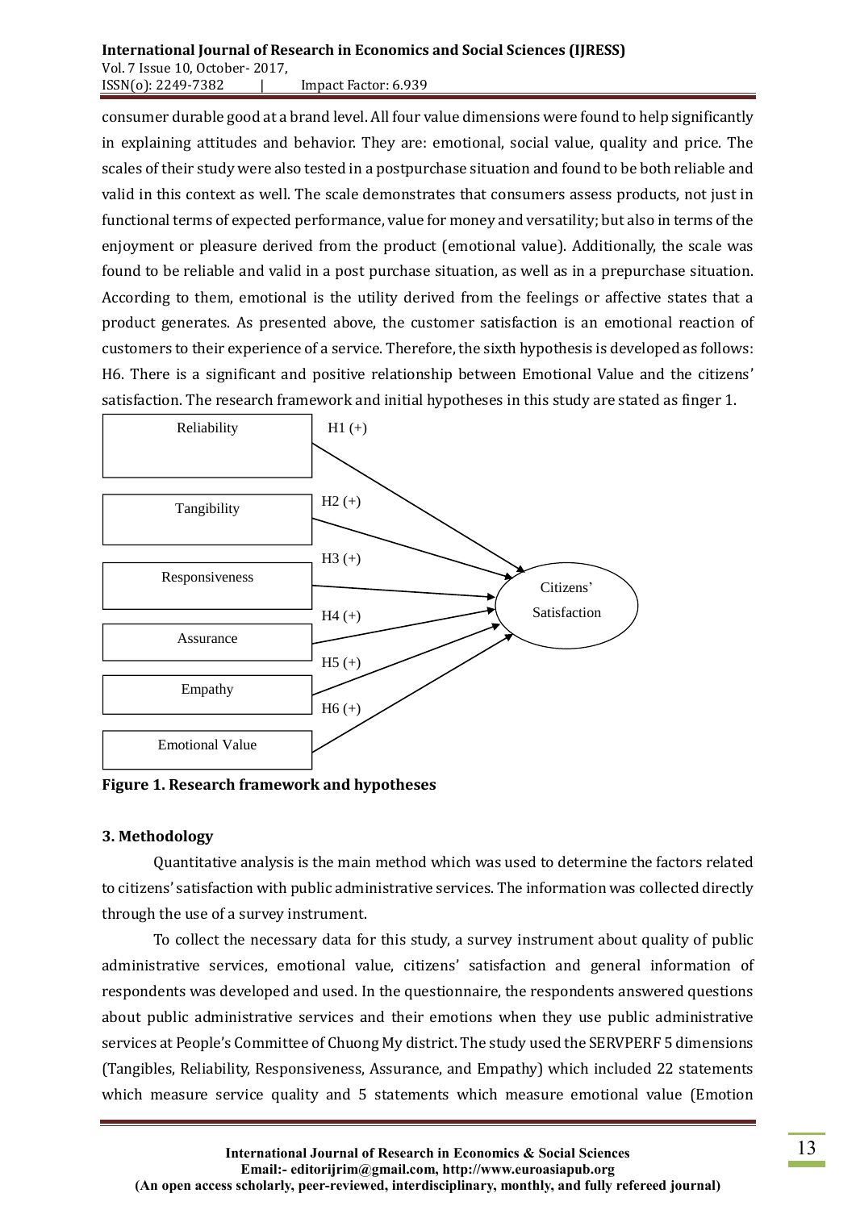consumer durable good at a brand level. All four value dimensions were found to help significantly in explaining attitudes and behavior. They are: emotional, social value, quality and price. The scales of their study were also tested in a postpurchase situation and found to be both reliable and valid in this context as well. The scale demonstrates that consumers assess products, not just in functional terms of expected performance, value for money and versatility; but also in terms of the enjoyment or pleasure derived from the product (emotional value). Additionally, the scale was found to be reliable and valid in a post purchase situation, as well as in a prepurchase situation. According to them, emotional is the utility derived from the feelings or affective states that a product generates. As presented above, the customer satisfaction is an emotional reaction of customers to their experience of a service. Therefore, the sixth hypothesis is developed as follows: H6. There is a significant and positive relationship between Emotional Value and the citizens' satisfaction. The research framework and initial hypotheses in this study are stated as finger 1.

Reliability — H1 (+) → Citizens' Satisfaction

Tangibility — H2 (+) → Citizens' Satisfaction

Responsiveness — H3 (+) → Citizens' Satisfaction

Assurance — H4 (+) → Citizens' Satisfaction

Empathy — H5 (+) → Citizens' Satisfaction

Emotional Value — H6 (+) → Citizens' Satisfaction

**Figure 1. Research framework and hypotheses**

### 3. Methodology

Quantitative analysis is the main method which was used to determine the factors related to citizens' satisfaction with public administrative services. The information was collected directly through the use of a survey instrument.

To collect the necessary data for this study, a survey instrument about quality of public administrative services, emotional value, citizens' satisfaction and general information of respondents was developed and used. In the questionnaire, the respondents answered questions about public administrative services and their emotions when they use public administrative services at People's Committee of Chuong My district. The study used the SERVPERF 5 dimensions (Tangibles, Reliability, Responsiveness, Assurance, and Empathy) which included 22 statements which measure service quality and 5 statements which measure emotional value (Emotion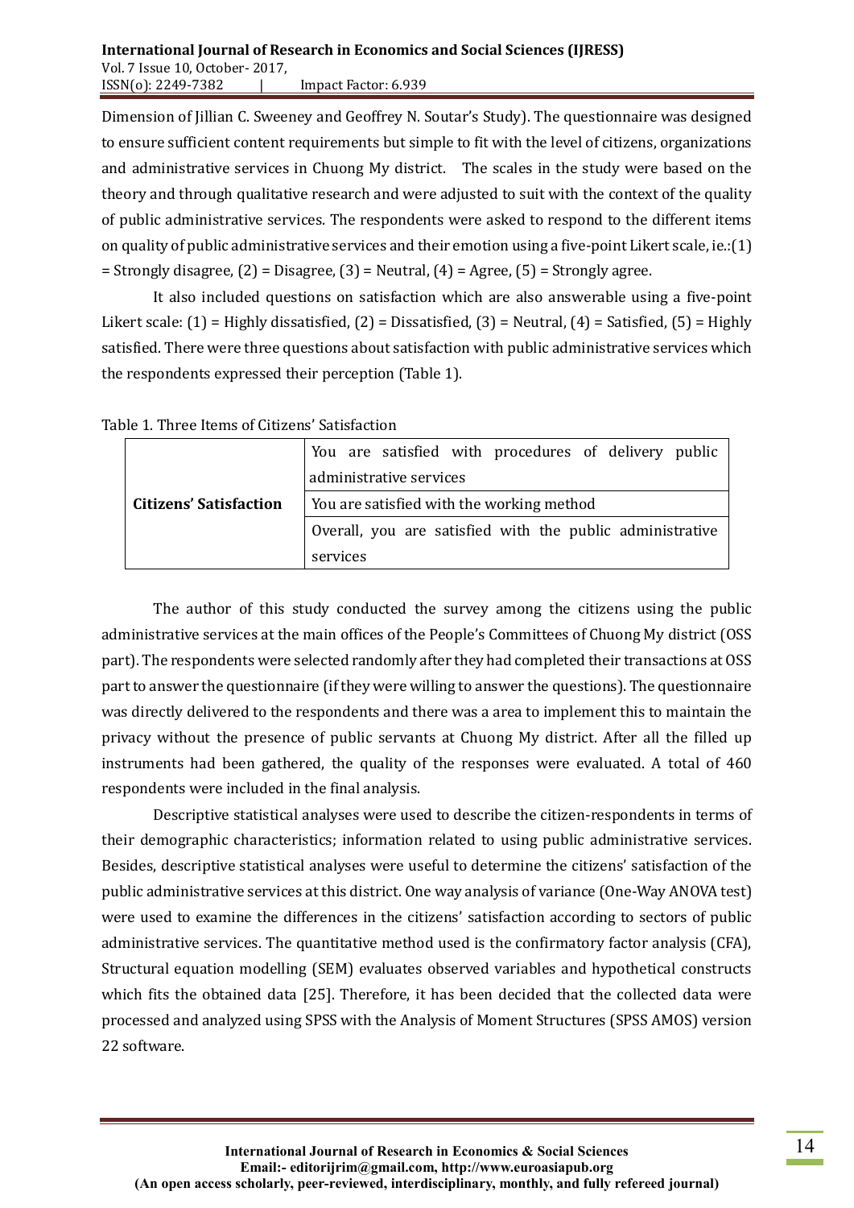Dimension of Jillian C. Sweeney and Geoffrey N. Soutar's Study). The questionnaire was designed to ensure sufficient content requirements but simple to fit with the level of citizens, organizations and administrative services in Chuong My district. The scales in the study were based on the theory and through qualitative research and were adjusted to suit with the context of the quality of public administrative services. The respondents were asked to respond to the different items on quality of public administrative services and their emotion using a five-point Likert scale, ie.:(1) = Strongly disagree, (2) = Disagree, (3) = Neutral, (4) = Agree, (5) = Strongly agree.

It also included questions on satisfaction which are also answerable using a five-point Likert scale: (1) = Highly dissatisfied, (2) = Dissatisfied, (3) = Neutral, (4) = Satisfied, (5) = Highly satisfied. There were three questions about satisfaction with public administrative services which the respondents expressed their perception (Table 1).

Table 1. Three Items of Citizens' Satisfaction

| | |
|---|---|
| **Citizens' Satisfaction** | You are satisfied with procedures of delivery public administrative services |
| | You are satisfied with the working method |
| | Overall, you are satisfied with the public administrative services |

The author of this study conducted the survey among the citizens using the public administrative services at the main offices of the People's Committees of Chuong My district (OSS part). The respondents were selected randomly after they had completed their transactions at OSS part to answer the questionnaire (if they were willing to answer the questions). The questionnaire was directly delivered to the respondents and there was a area to implement this to maintain the privacy without the presence of public servants at Chuong My district. After all the filled up instruments had been gathered, the quality of the responses were evaluated. A total of 460 respondents were included in the final analysis.

Descriptive statistical analyses were used to describe the citizen-respondents in terms of their demographic characteristics; information related to using public administrative services. Besides, descriptive statistical analyses were useful to determine the citizens' satisfaction of the public administrative services at this district. One way analysis of variance (One-Way ANOVA test) were used to examine the differences in the citizens' satisfaction according to sectors of public administrative services. The quantitative method used is the confirmatory factor analysis (CFA), Structural equation modelling (SEM) evaluates observed variables and hypothetical constructs which fits the obtained data [25]. Therefore, it has been decided that the collected data were processed and analyzed using SPSS with the Analysis of Moment Structures (SPSS AMOS) version 22 software.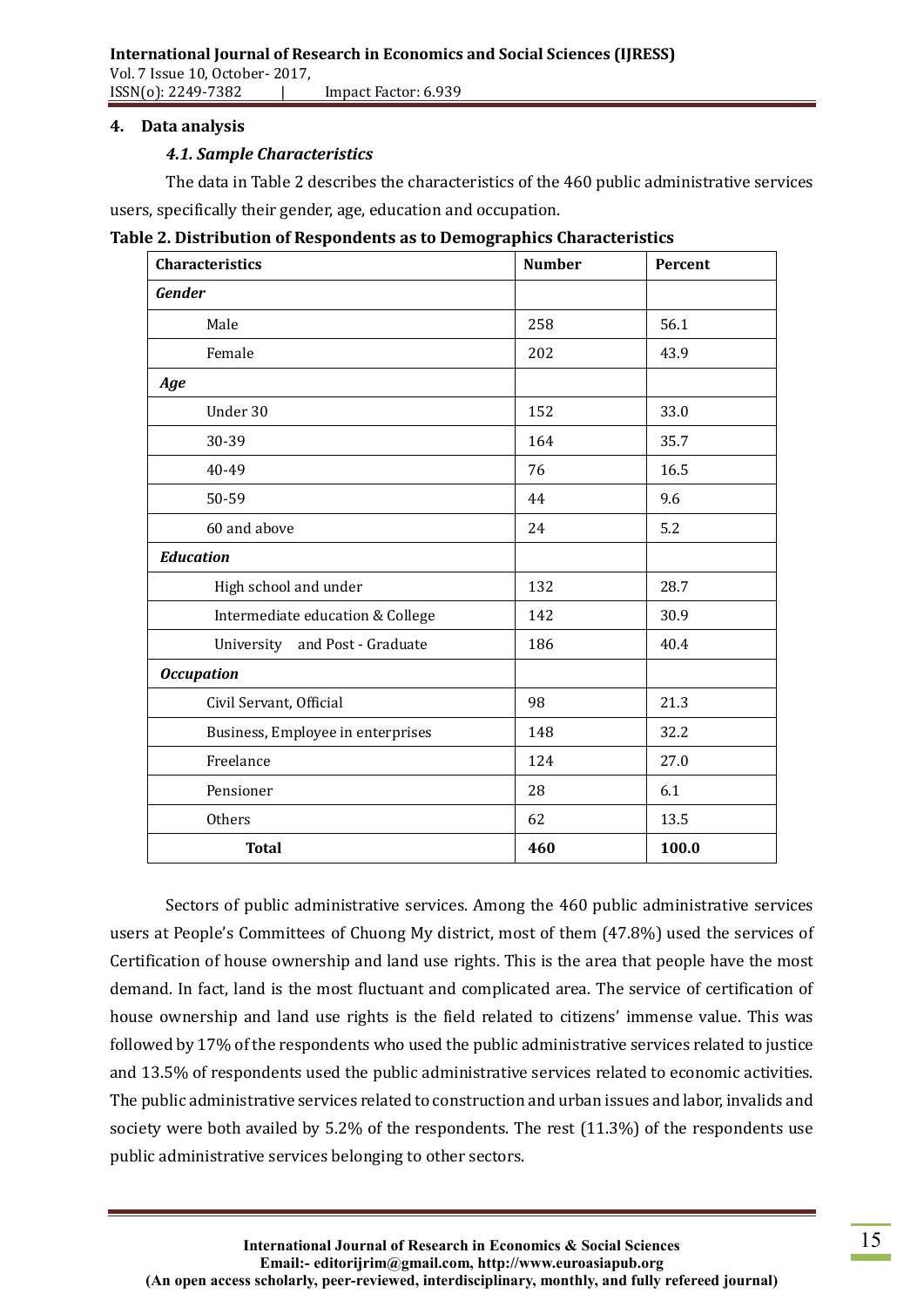## 4. Data analysis

### *4.1. Sample Characteristics*

The data in Table 2 describes the characteristics of the 460 public administrative services users, specifically their gender, age, education and occupation.

**Table 2. Distribution of Respondents as to Demographics Characteristics**

| Characteristics | Number | Percent |
|---|---|---|
| ***Gender*** | | |
| Male | 258 | 56.1 |
| Female | 202 | 43.9 |
| ***Age*** | | |
| Under 30 | 152 | 33.0 |
| 30-39 | 164 | 35.7 |
| 40-49 | 76 | 16.5 |
| 50-59 | 44 | 9.6 |
| 60 and above | 24 | 5.2 |
| ***Education*** | | |
| High school and under | 132 | 28.7 |
| Intermediate education & College | 142 | 30.9 |
| University and Post - Graduate | 186 | 40.4 |
| ***Occupation*** | | |
| Civil Servant, Official | 98 | 21.3 |
| Business, Employee in enterprises | 148 | 32.2 |
| Freelance | 124 | 27.0 |
| Pensioner | 28 | 6.1 |
| Others | 62 | 13.5 |
| **Total** | **460** | **100.0** |

Sectors of public administrative services. Among the 460 public administrative services users at People's Committees of Chuong My district, most of them (47.8%) used the services of Certification of house ownership and land use rights. This is the area that people have the most demand. In fact, land is the most fluctuant and complicated area. The service of certification of house ownership and land use rights is the field related to citizens' immense value. This was followed by 17% of the respondents who used the public administrative services related to justice and 13.5% of respondents used the public administrative services related to economic activities. The public administrative services related to construction and urban issues and labor, invalids and society were both availed by 5.2% of the respondents. The rest (11.3%) of the respondents use public administrative services belonging to other sectors.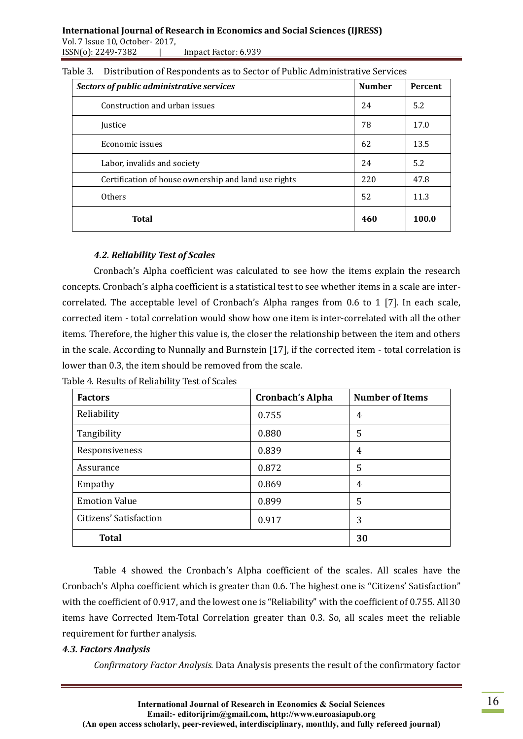Table 3. Distribution of Respondents as to Sector of Public Administrative Services

| *Sectors of public administrative services* | Number | Percent |
|---|---|---|
| Construction and urban issues | 24 | 5.2 |
| Justice | 78 | 17.0 |
| Economic issues | 62 | 13.5 |
| Labor, invalids and society | 24 | 5.2 |
| Certification of house ownership and land use rights | 220 | 47.8 |
| Others | 52 | 11.3 |
| **Total** | **460** | **100.0** |

### *4.2. Reliability Test of Scales*

Cronbach's Alpha coefficient was calculated to see how the items explain the research concepts. Cronbach's alpha coefficient is a statistical test to see whether items in a scale are inter-correlated. The acceptable level of Cronbach's Alpha ranges from 0.6 to 1 [7]. In each scale, corrected item - total correlation would show how one item is inter-correlated with all the other items. Therefore, the higher this value is, the closer the relationship between the item and others in the scale. According to Nunnally and Burnstein [17], if the corrected item - total correlation is lower than 0.3, the item should be removed from the scale.

Table 4. Results of Reliability Test of Scales

| Factors | Cronbach's Alpha | Number of Items |
|---|---|---|
| Reliability | 0.755 | 4 |
| Tangibility | 0.880 | 5 |
| Responsiveness | 0.839 | 4 |
| Assurance | 0.872 | 5 |
| Empathy | 0.869 | 4 |
| Emotion Value | 0.899 | 5 |
| Citizens' Satisfaction | 0.917 | 3 |
| **Total** | | **30** |

Table 4 showed the Cronbach's Alpha coefficient of the scales. All scales have the Cronbach's Alpha coefficient which is greater than 0.6. The highest one is "Citizens' Satisfaction" with the coefficient of 0.917, and the lowest one is "Reliability" with the coefficient of 0.755. All 30 items have Corrected Item-Total Correlation greater than 0.3. So, all scales meet the reliable requirement for further analysis.

### *4.3. Factors Analysis*

*Confirmatory Factor Analysis.* Data Analysis presents the result of the confirmatory factor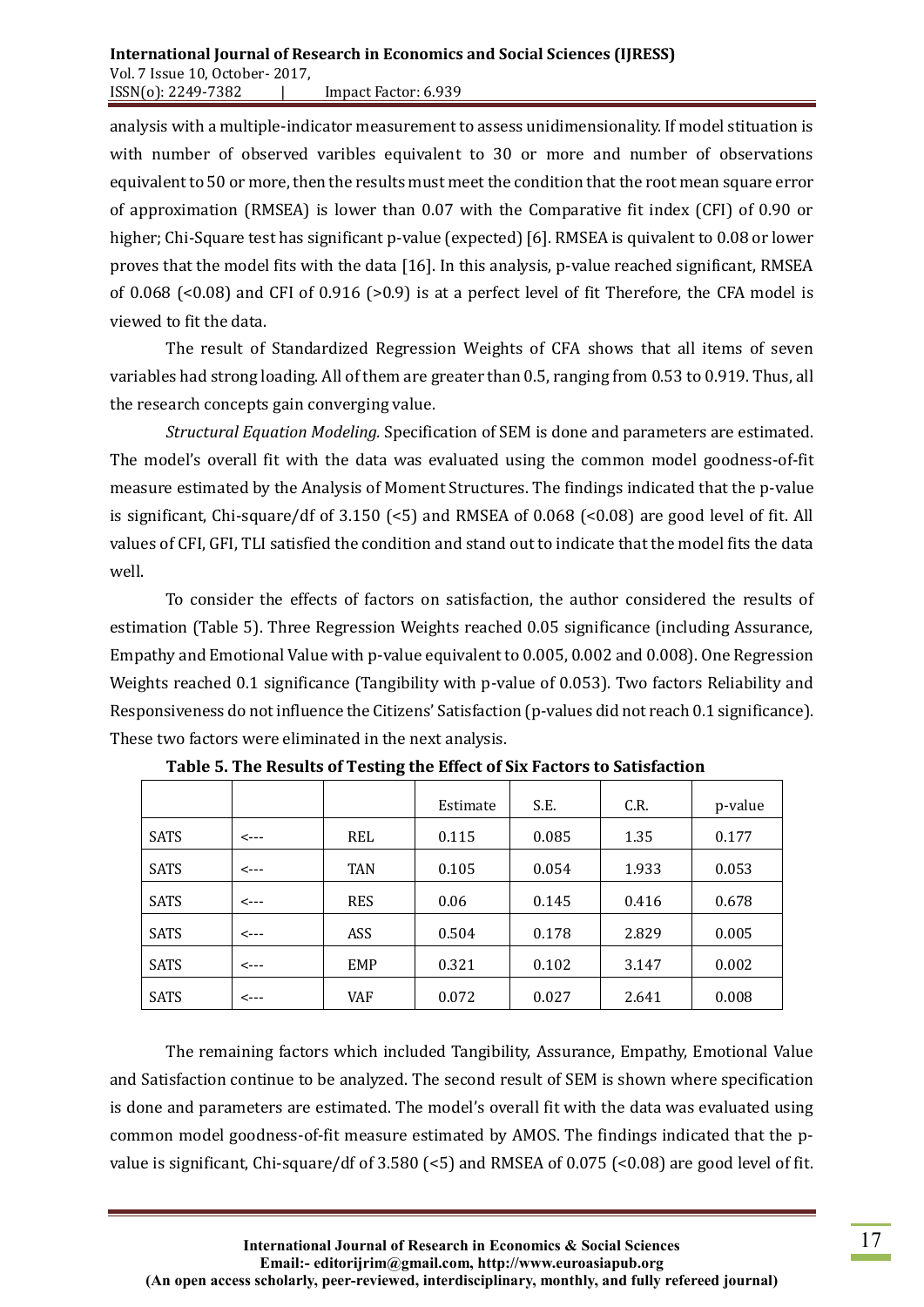analysis with a multiple-indicator measurement to assess unidimensionality. If model stituation is with number of observed varibles equivalent to 30 or more and number of observations equivalent to 50 or more, then the results must meet the condition that the root mean square error of approximation (RMSEA) is lower than 0.07 with the Comparative fit index (CFI) of 0.90 or higher; Chi-Square test has significant p-value (expected) [6]. RMSEA is quivalent to 0.08 or lower proves that the model fits with the data [16]. In this analysis, p-value reached significant, RMSEA of 0.068 (<0.08) and CFI of 0.916 (>0.9) is at a perfect level of fit Therefore, the CFA model is viewed to fit the data.

The result of Standardized Regression Weights of CFA shows that all items of seven variables had strong loading. All of them are greater than 0.5, ranging from 0.53 to 0.919. Thus, all the research concepts gain converging value.

*Structural Equation Modeling.* Specification of SEM is done and parameters are estimated. The model's overall fit with the data was evaluated using the common model goodness-of-fit measure estimated by the Analysis of Moment Structures. The findings indicated that the p-value is significant, Chi-square/df of 3.150 (<5) and RMSEA of 0.068 (<0.08) are good level of fit. All values of CFI, GFI, TLI satisfied the condition and stand out to indicate that the model fits the data well.

To consider the effects of factors on satisfaction, the author considered the results of estimation (Table 5). Three Regression Weights reached 0.05 significance (including Assurance, Empathy and Emotional Value with p-value equivalent to 0.005, 0.002 and 0.008). One Regression Weights reached 0.1 significance (Tangibility with p-value of 0.053). Two factors Reliability and Responsiveness do not influence the Citizens' Satisfaction (p-values did not reach 0.1 significance). These two factors were eliminated in the next analysis.

**Table 5. The Results of Testing the Effect of Six Factors to Satisfaction**

| | | | Estimate | S.E. | C.R. | p-value |
|---|---|---|---|---|---|---|
| SATS | <--- | REL | 0.115 | 0.085 | 1.35 | 0.177 |
| SATS | <--- | TAN | 0.105 | 0.054 | 1.933 | 0.053 |
| SATS | <--- | RES | 0.06 | 0.145 | 0.416 | 0.678 |
| SATS | <--- | ASS | 0.504 | 0.178 | 2.829 | 0.005 |
| SATS | <--- | EMP | 0.321 | 0.102 | 3.147 | 0.002 |
| SATS | <--- | VAF | 0.072 | 0.027 | 2.641 | 0.008 |

The remaining factors which included Tangibility, Assurance, Empathy, Emotional Value and Satisfaction continue to be analyzed. The second result of SEM is shown where specification is done and parameters are estimated. The model's overall fit with the data was evaluated using common model goodness-of-fit measure estimated by AMOS. The findings indicated that the p-value is significant, Chi-square/df of 3.580 (<5) and RMSEA of 0.075 (<0.08) are good level of fit.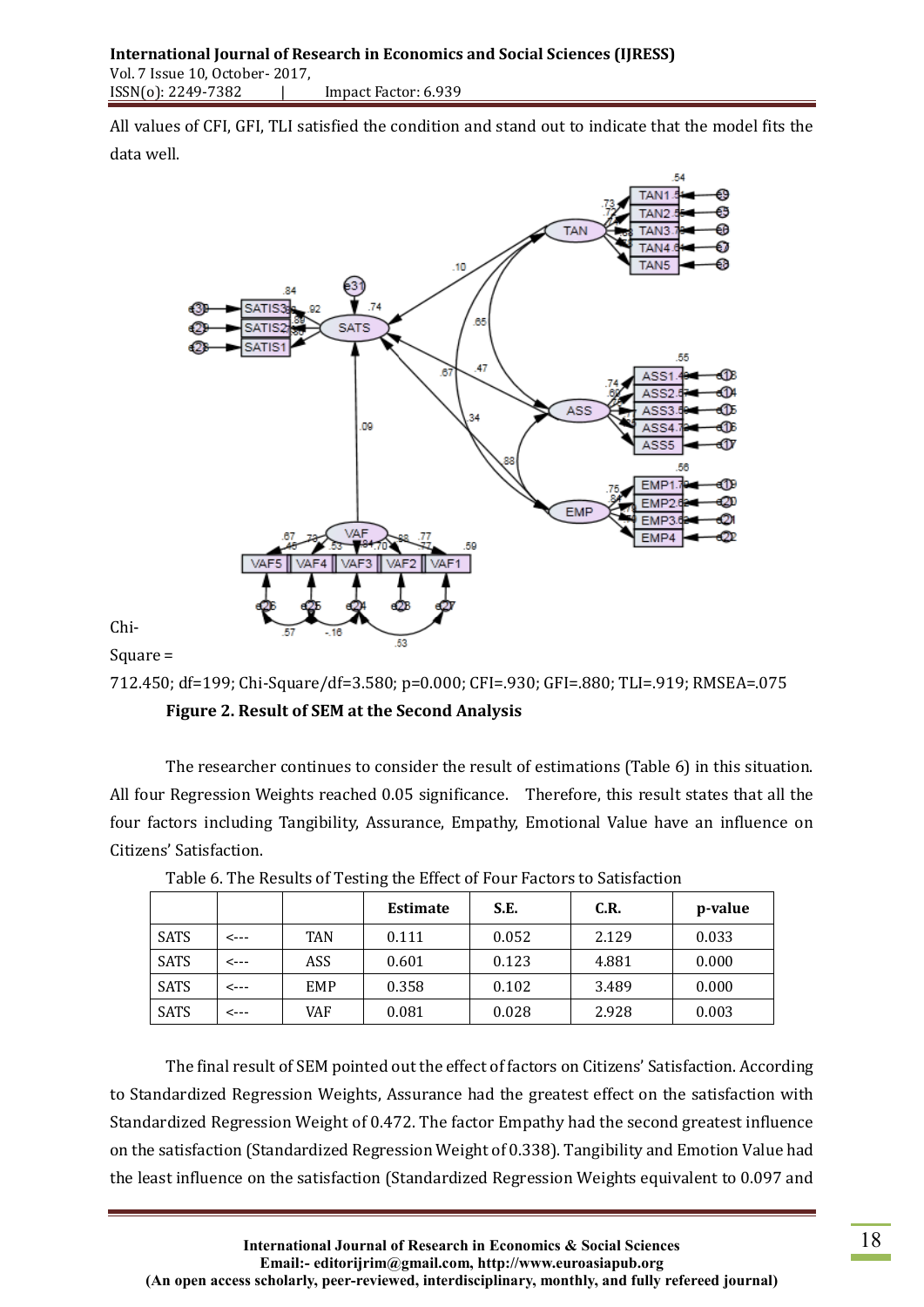All values of CFI, GFI, TLI satisfied the condition and stand out to indicate that the model fits the data well.

Chi-Square = 712.450; df=199; Chi-Square/df=3.580; p=0.000; CFI=.930; GFI=.880; TLI=.919; RMSEA=.075

**Figure 2. Result of SEM at the Second Analysis**

The researcher continues to consider the result of estimations (Table 6) in this situation. All four Regression Weights reached 0.05 significance. Therefore, this result states that all the four factors including Tangibility, Assurance, Empathy, Emotional Value have an influence on Citizens' Satisfaction.

Table 6. The Results of Testing the Effect of Four Factors to Satisfaction

| | | | Estimate | S.E. | C.R. | p-value |
|---|---|---|---|---|---|---|
| SATS | <--- | TAN | 0.111 | 0.052 | 2.129 | 0.033 |
| SATS | <--- | ASS | 0.601 | 0.123 | 4.881 | 0.000 |
| SATS | <--- | EMP | 0.358 | 0.102 | 3.489 | 0.000 |
| SATS | <--- | VAF | 0.081 | 0.028 | 2.928 | 0.003 |

The final result of SEM pointed out the effect of factors on Citizens' Satisfaction. According to Standardized Regression Weights, Assurance had the greatest effect on the satisfaction with Standardized Regression Weight of 0.472. The factor Empathy had the second greatest influence on the satisfaction (Standardized Regression Weight of 0.338). Tangibility and Emotion Value had the least influence on the satisfaction (Standardized Regression Weights equivalent to 0.097 and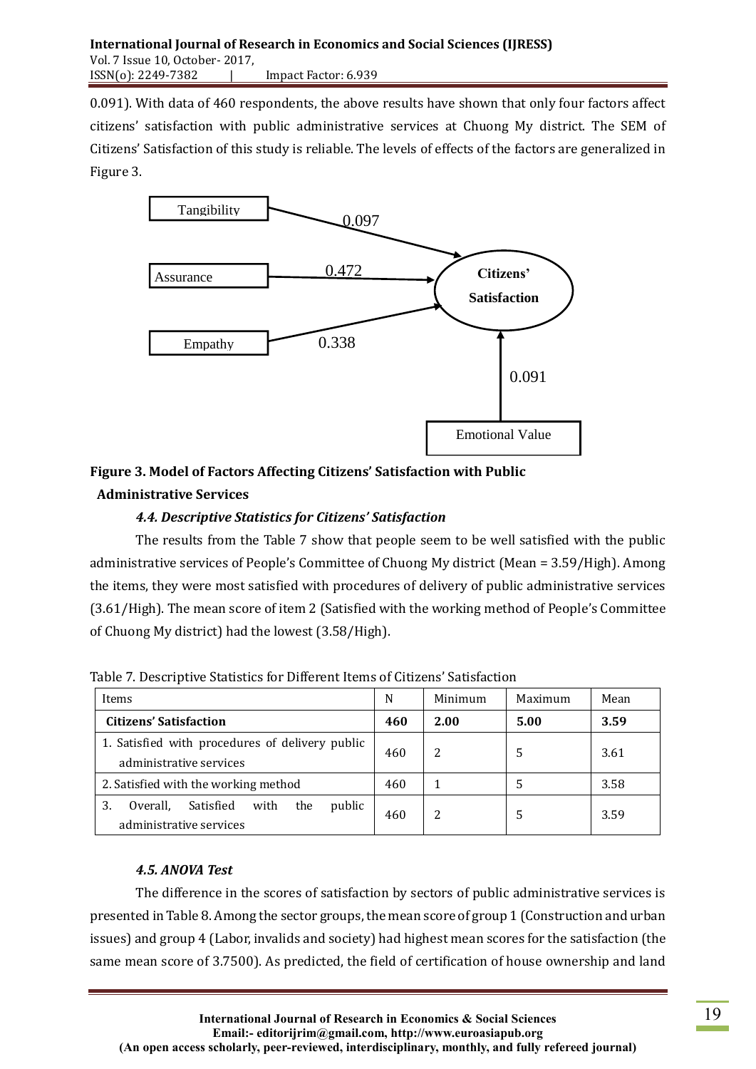0.091). With data of 460 respondents, the above results have shown that only four factors affect citizens' satisfaction with public administrative services at Chuong My district. The SEM of Citizens' Satisfaction of this study is reliable. The levels of effects of the factors are generalized in Figure 3.

Tangibility → Citizens' Satisfaction: 0.097
Assurance → Citizens' Satisfaction: 0.472
Empathy → Citizens' Satisfaction: 0.338
Emotional Value → Citizens' Satisfaction: 0.091

**Figure 3. Model of Factors Affecting Citizens' Satisfaction with Public Administrative Services**

### *4.4. Descriptive Statistics for Citizens' Satisfaction*

The results from the Table 7 show that people seem to be well satisfied with the public administrative services of People's Committee of Chuong My district (Mean = 3.59/High). Among the items, they were most satisfied with procedures of delivery of public administrative services (3.61/High). The mean score of item 2 (Satisfied with the working method of People's Committee of Chuong My district) had the lowest (3.58/High).

Table 7. Descriptive Statistics for Different Items of Citizens' Satisfaction

| Items | N | Minimum | Maximum | Mean |
|---|---|---|---|---|
| **Citizens' Satisfaction** | **460** | **2.00** | **5.00** | **3.59** |
| 1. Satisfied with procedures of delivery public administrative services | 460 | 2 | 5 | 3.61 |
| 2. Satisfied with the working method | 460 | 1 | 5 | 3.58 |
| 3. Overall, Satisfied with the public administrative services | 460 | 2 | 5 | 3.59 |

### *4.5. ANOVA Test*

The difference in the scores of satisfaction by sectors of public administrative services is presented in Table 8. Among the sector groups, the mean score of group 1 (Construction and urban issues) and group 4 (Labor, invalids and society) had highest mean scores for the satisfaction (the same mean score of 3.7500). As predicted, the field of certification of house ownership and land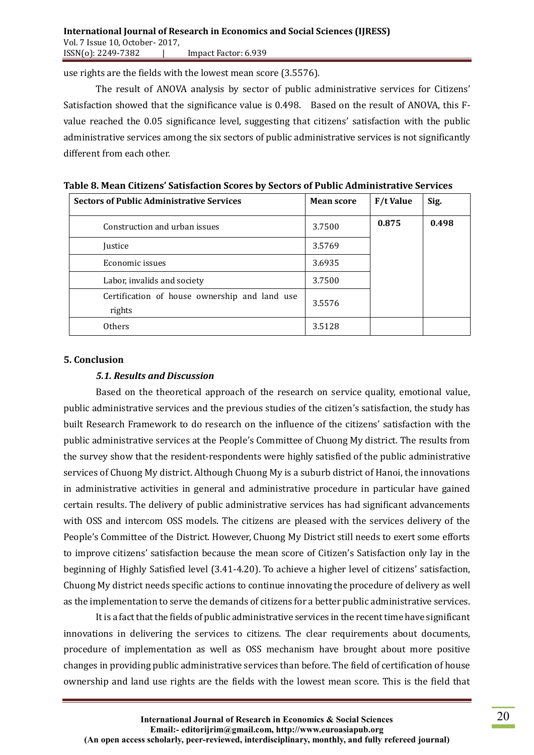use rights are the fields with the lowest mean score (3.5576).

The result of ANOVA analysis by sector of public administrative services for Citizens' Satisfaction showed that the significance value is 0.498. Based on the result of ANOVA, this F-value reached the 0.05 significance level, suggesting that citizens' satisfaction with the public administrative services among the six sectors of public administrative services is not significantly different from each other.

**Table 8. Mean Citizens' Satisfaction Scores by Sectors of Public Administrative Services**

| Sectors of Public Administrative Services | Mean score | F/t Value | Sig. |
|---|---|---|---|
| Construction and urban issues | 3.7500 | **0.875** | **0.498** |
| Justice | 3.5769 | | |
| Economic issues | 3.6935 | | |
| Labor, invalids and society | 3.7500 | | |
| Certification of house ownership and land use rights | 3.5576 | | |
| Others | 3.5128 | | |

## 5. Conclusion

### *5.1. Results and Discussion*

Based on the theoretical approach of the research on service quality, emotional value, public administrative services and the previous studies of the citizen's satisfaction, the study has built Research Framework to do research on the influence of the citizens' satisfaction with the public administrative services at the People's Committee of Chuong My district. The results from the survey show that the resident-respondents were highly satisfied of the public administrative services of Chuong My district. Although Chuong My is a suburb district of Hanoi, the innovations in administrative activities in general and administrative procedure in particular have gained certain results. The delivery of public administrative services has had significant advancements with OSS and intercom OSS models. The citizens are pleased with the services delivery of the People's Committee of the District. However, Chuong My District still needs to exert some efforts to improve citizens' satisfaction because the mean score of Citizen's Satisfaction only lay in the beginning of Highly Satisfied level (3.41-4.20). To achieve a higher level of citizens' satisfaction, Chuong My district needs specific actions to continue innovating the procedure of delivery as well as the implementation to serve the demands of citizens for a better public administrative services.

It is a fact that the fields of public administrative services in the recent time have significant innovations in delivering the services to citizens. The clear requirements about documents, procedure of implementation as well as OSS mechanism have brought about more positive changes in providing public administrative services than before. The field of certification of house ownership and land use rights are the fields with the lowest mean score. This is the field that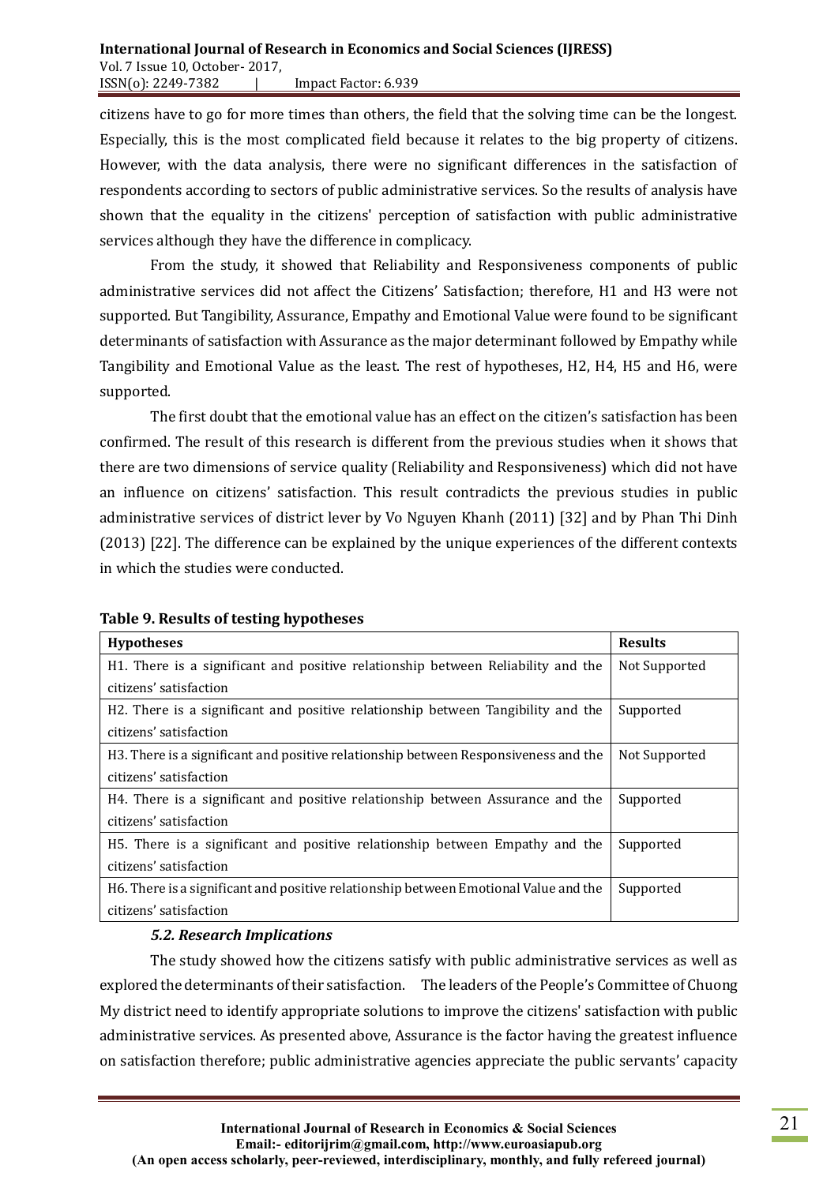citizens have to go for more times than others, the field that the solving time can be the longest. Especially, this is the most complicated field because it relates to the big property of citizens. However, with the data analysis, there were no significant differences in the satisfaction of respondents according to sectors of public administrative services. So the results of analysis have shown that the equality in the citizens' perception of satisfaction with public administrative services although they have the difference in complicacy.

From the study, it showed that Reliability and Responsiveness components of public administrative services did not affect the Citizens' Satisfaction; therefore, H1 and H3 were not supported. But Tangibility, Assurance, Empathy and Emotional Value were found to be significant determinants of satisfaction with Assurance as the major determinant followed by Empathy while Tangibility and Emotional Value as the least. The rest of hypotheses, H2, H4, H5 and H6, were supported.

The first doubt that the emotional value has an effect on the citizen's satisfaction has been confirmed. The result of this research is different from the previous studies when it shows that there are two dimensions of service quality (Reliability and Responsiveness) which did not have an influence on citizens' satisfaction. This result contradicts the previous studies in public administrative services of district lever by Vo Nguyen Khanh (2011) [32] and by Phan Thi Dinh (2013) [22]. The difference can be explained by the unique experiences of the different contexts in which the studies were conducted.

**Table 9. Results of testing hypotheses**

| Hypotheses | Results |
|---|---|
| H1. There is a significant and positive relationship between Reliability and the citizens' satisfaction | Not Supported |
| H2. There is a significant and positive relationship between Tangibility and the citizens' satisfaction | Supported |
| H3. There is a significant and positive relationship between Responsiveness and the citizens' satisfaction | Not Supported |
| H4. There is a significant and positive relationship between Assurance and the citizens' satisfaction | Supported |
| H5. There is a significant and positive relationship between Empathy and the citizens' satisfaction | Supported |
| H6. There is a significant and positive relationship between Emotional Value and the citizens' satisfaction | Supported |

### *5.2. Research Implications*

The study showed how the citizens satisfy with public administrative services as well as explored the determinants of their satisfaction. The leaders of the People's Committee of Chuong My district need to identify appropriate solutions to improve the citizens' satisfaction with public administrative services. As presented above, Assurance is the factor having the greatest influence on satisfaction therefore; public administrative agencies appreciate the public servants' capacity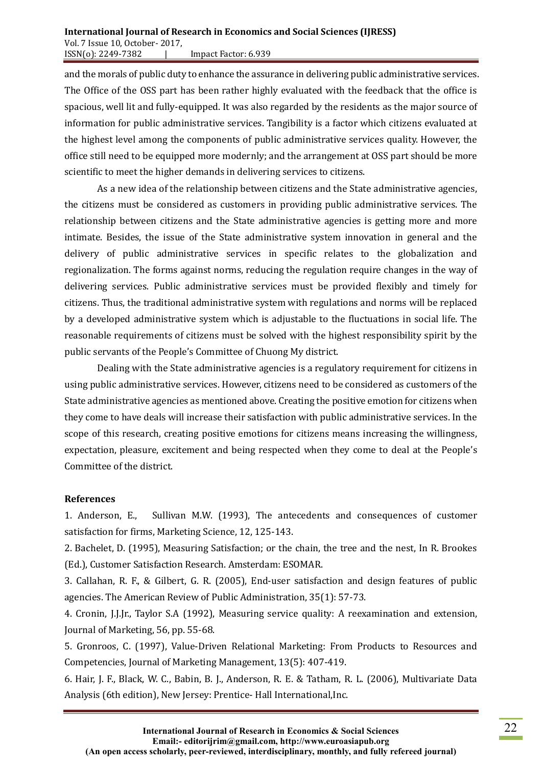and the morals of public duty to enhance the assurance in delivering public administrative services. The Office of the OSS part has been rather highly evaluated with the feedback that the office is spacious, well lit and fully-equipped. It was also regarded by the residents as the major source of information for public administrative services. Tangibility is a factor which citizens evaluated at the highest level among the components of public administrative services quality. However, the office still need to be equipped more modernly; and the arrangement at OSS part should be more scientific to meet the higher demands in delivering services to citizens.

As a new idea of the relationship between citizens and the State administrative agencies, the citizens must be considered as customers in providing public administrative services. The relationship between citizens and the State administrative agencies is getting more and more intimate. Besides, the issue of the State administrative system innovation in general and the delivery of public administrative services in specific relates to the globalization and regionalization. The forms against norms, reducing the regulation require changes in the way of delivering services. Public administrative services must be provided flexibly and timely for citizens. Thus, the traditional administrative system with regulations and norms will be replaced by a developed administrative system which is adjustable to the fluctuations in social life. The reasonable requirements of citizens must be solved with the highest responsibility spirit by the public servants of the People's Committee of Chuong My district.

Dealing with the State administrative agencies is a regulatory requirement for citizens in using public administrative services. However, citizens need to be considered as customers of the State administrative agencies as mentioned above. Creating the positive emotion for citizens when they come to have deals will increase their satisfaction with public administrative services. In the scope of this research, creating positive emotions for citizens means increasing the willingness, expectation, pleasure, excitement and being respected when they come to deal at the People's Committee of the district.

## References

1. Anderson, E., Sullivan M.W. (1993), The antecedents and consequences of customer satisfaction for firms, Marketing Science, 12, 125-143.
2. Bachelet, D. (1995), Measuring Satisfaction; or the chain, the tree and the nest, In R. Brookes (Ed.), Customer Satisfaction Research. Amsterdam: ESOMAR.
3. Callahan, R. F., & Gilbert, G. R. (2005), End-user satisfaction and design features of public agencies. The American Review of Public Administration, 35(1): 57-73.
4. Cronin, J.J.Jr., Taylor S.A (1992), Measuring service quality: A reexamination and extension, Journal of Marketing, 56, pp. 55-68.
5. Gronroos, C. (1997), Value-Driven Relational Marketing: From Products to Resources and Competencies, Journal of Marketing Management, 13(5): 407-419.
6. Hair, J. F., Black, W. C., Babin, B. J., Anderson, R. E. & Tatham, R. L. (2006), Multivariate Data Analysis (6th edition), New Jersey: Prentice- Hall International,Inc.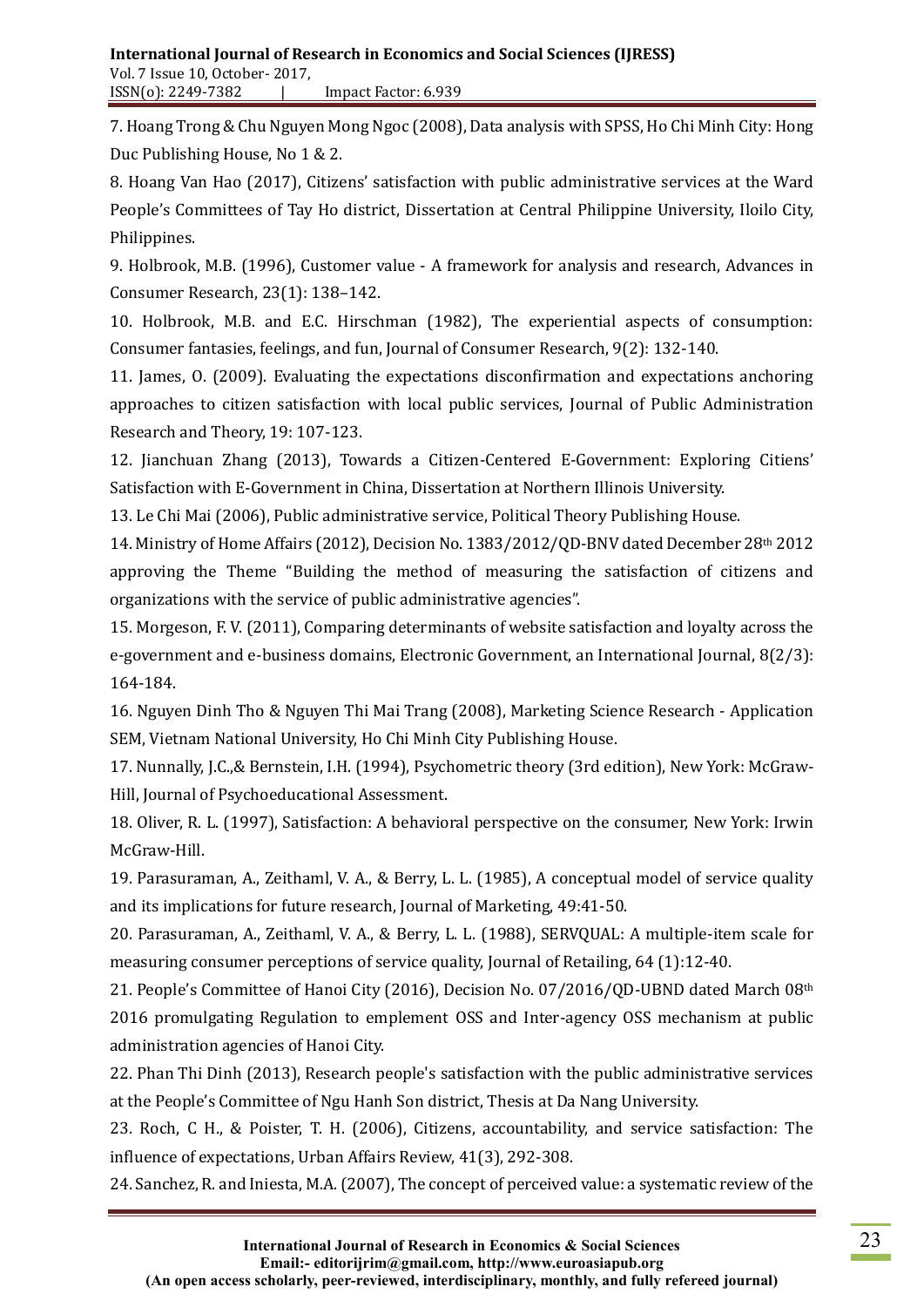7. Hoang Trong & Chu Nguyen Mong Ngoc (2008), Data analysis with SPSS, Ho Chi Minh City: Hong Duc Publishing House, No 1 & 2.

8. Hoang Van Hao (2017), Citizens' satisfaction with public administrative services at the Ward People's Committees of Tay Ho district, Dissertation at Central Philippine University, Iloilo City, Philippines.

9. Holbrook, M.B. (1996), Customer value - A framework for analysis and research, Advances in Consumer Research, 23(1): 138–142.

10. Holbrook, M.B. and E.C. Hirschman (1982), The experiential aspects of consumption: Consumer fantasies, feelings, and fun, Journal of Consumer Research, 9(2): 132-140.

11. James, O. (2009). Evaluating the expectations disconfirmation and expectations anchoring approaches to citizen satisfaction with local public services, Journal of Public Administration Research and Theory, 19: 107-123.

12. Jianchuan Zhang (2013), Towards a Citizen-Centered E-Government: Exploring Citiens' Satisfaction with E-Government in China, Dissertation at Northern Illinois University.

13. Le Chi Mai (2006), Public administrative service, Political Theory Publishing House.

14. Ministry of Home Affairs (2012), Decision No. 1383/2012/QD-BNV dated December 28th 2012 approving the Theme "Building the method of measuring the satisfaction of citizens and organizations with the service of public administrative agencies".

15. Morgeson, F. V. (2011), Comparing determinants of website satisfaction and loyalty across the e-government and e-business domains, Electronic Government, an International Journal, 8(2/3): 164-184.

16. Nguyen Dinh Tho & Nguyen Thi Mai Trang (2008), Marketing Science Research - Application SEM, Vietnam National University, Ho Chi Minh City Publishing House.

17. Nunnally, J.C.,& Bernstein, I.H. (1994), Psychometric theory (3rd edition), New York: McGraw-Hill, Journal of Psychoeducational Assessment.

18. Oliver, R. L. (1997), Satisfaction: A behavioral perspective on the consumer, New York: Irwin McGraw-Hill.

19. Parasuraman, A., Zeithaml, V. A., & Berry, L. L. (1985), A conceptual model of service quality and its implications for future research, Journal of Marketing, 49:41-50.

20. Parasuraman, A., Zeithaml, V. A., & Berry, L. L. (1988), SERVQUAL: A multiple-item scale for measuring consumer perceptions of service quality, Journal of Retailing, 64 (1):12-40.

21. People's Committee of Hanoi City (2016), Decision No. 07/2016/QD-UBND dated March 08th 2016 promulgating Regulation to emplement OSS and Inter-agency OSS mechanism at public administration agencies of Hanoi City.

22. Phan Thi Dinh (2013), Research people's satisfaction with the public administrative services at the People's Committee of Ngu Hanh Son district, Thesis at Da Nang University.

23. Roch, C H., & Poister, T. H. (2006), Citizens, accountability, and service satisfaction: The influence of expectations, Urban Affairs Review, 41(3), 292-308.

24. Sanchez, R. and Iniesta, M.A. (2007), The concept of perceived value: a systematic review of the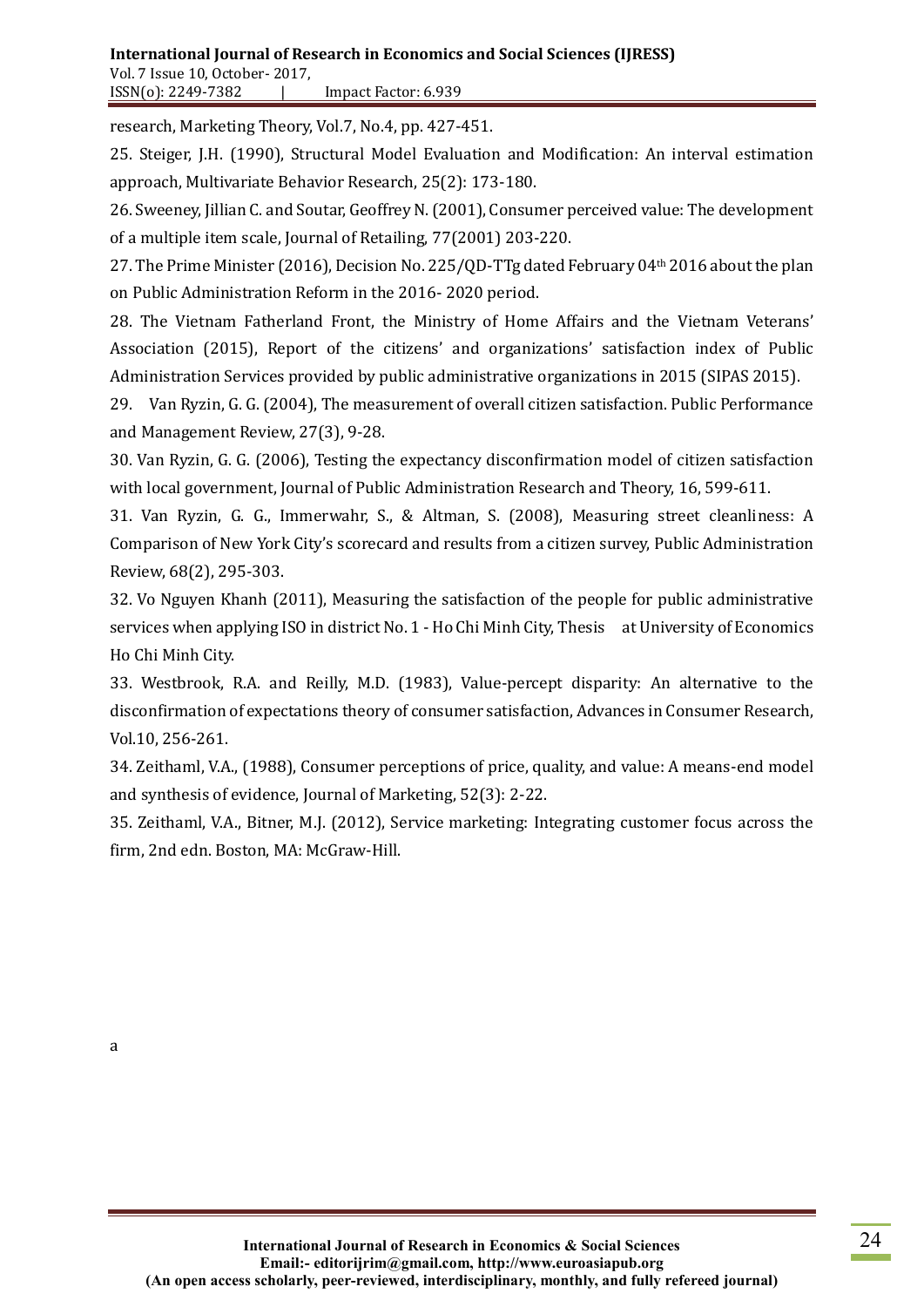research, Marketing Theory, Vol.7, No.4, pp. 427-451.

25. Steiger, J.H. (1990), Structural Model Evaluation and Modification: An interval estimation approach, Multivariate Behavior Research, 25(2): 173-180.

26. Sweeney, Jillian C. and Soutar, Geoffrey N. (2001), Consumer perceived value: The development of a multiple item scale, Journal of Retailing, 77(2001) 203-220.

27. The Prime Minister (2016), Decision No. 225/QD-TTg dated February 04th 2016 about the plan on Public Administration Reform in the 2016- 2020 period.

28. The Vietnam Fatherland Front, the Ministry of Home Affairs and the Vietnam Veterans' Association (2015), Report of the citizens' and organizations' satisfaction index of Public Administration Services provided by public administrative organizations in 2015 (SIPAS 2015).

29. Van Ryzin, G. G. (2004), The measurement of overall citizen satisfaction. Public Performance and Management Review, 27(3), 9-28.

30. Van Ryzin, G. G. (2006), Testing the expectancy disconfirmation model of citizen satisfaction with local government, Journal of Public Administration Research and Theory, 16, 599-611.

31. Van Ryzin, G. G., Immerwahr, S., & Altman, S. (2008), Measuring street cleanliness: A Comparison of New York City's scorecard and results from a citizen survey, Public Administration Review, 68(2), 295-303.

32. Vo Nguyen Khanh (2011), Measuring the satisfaction of the people for public administrative services when applying ISO in district No. 1 - Ho Chi Minh City, Thesis at University of Economics Ho Chi Minh City.

33. Westbrook, R.A. and Reilly, M.D. (1983), Value-percept disparity: An alternative to the disconfirmation of expectations theory of consumer satisfaction, Advances in Consumer Research, Vol.10, 256-261.

34. Zeithaml, V.A., (1988), Consumer perceptions of price, quality, and value: A means-end model and synthesis of evidence, Journal of Marketing, 52(3): 2-22.

35. Zeithaml, V.A., Bitner, M.J. (2012), Service marketing: Integrating customer focus across the firm, 2nd edn. Boston, MA: McGraw-Hill.

a